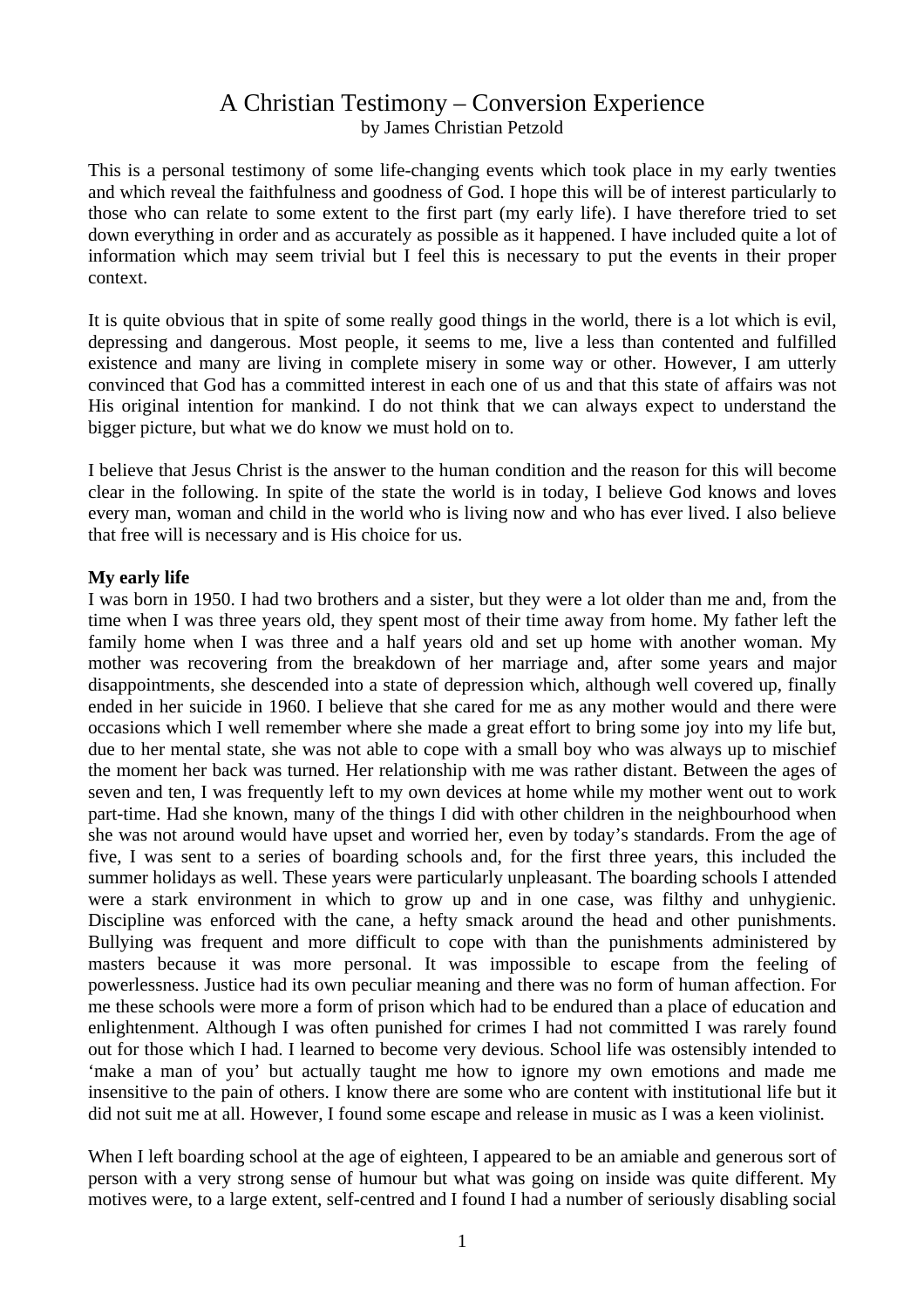#A Christian Testimony – Conversion Experience

by James Christian Petzold

This is a personal testimony of some life-changing events which took place in my early twenties and which reveal the faithfulness and goodness of God. I hope this will be of interest particularly to those who can relate to some extent to the first part (my early life). I have therefore tried to set down everything in order and as accurately as possible as it happened. I have included quite a lot of information which may seem trivial but I feel this is necessary to put the events in their proper context.

It is quite obvious that in spite of some really good things in the world, there is a lot which is evil, depressing and dangerous. Most people, it seems to me, live a less than contented and fulfilled existence and many are living in complete misery in some way or other. However, I am utterly convinced that God has a committed interest in each one of us and that this state of affairs was not His original intention for mankind. I do not think that we can always expect to understand the bigger picture, but what we do know we must hold on to.

I believe that Jesus Christ is the answer to the human condition and the reason for this will become clear in the following. In spite of the state the world is in today, I believe God knows and loves every man, woman and child in the world who is living now and who has ever lived. I also believe that free will is necessary and is His choice for us.

**My early life**

I was born in 1950. I had two brothers and a sister, but they were a lot older than me and, from the time when I was three years old, they spent most of their time away from home. My father left the family home when I was three and a half years old and set up home with another woman. My mother was recovering from the breakdown of her marriage and, after some years and major disappointments, she descended into a state of depression which, although well covered up, finally ended in her suicide in 1960. I believe that she cared for me as any mother would and there were occasions which I well remember where she made a great effort to bring some joy into my life but, due to her mental state, she was not able to cope with a small boy who was always up to mischief the moment her back was turned. Her relationship with me was rather distant. Between the ages of seven and ten, I was frequently left to my own devices at home while my mother went out to work part-time. Had she known, many of the things I did with other children in the neighbourhood when she was not around would have upset and worried her, even by today's standards. From the age of five, I was sent to a series of boarding schools and, for the first three years, this included the summer holidays as well. These years were particularly unpleasant. The boarding schools I attended were a stark environment in which to grow up and in one case, was filthy and unhygienic. Discipline was enforced with the cane, a hefty smack around the head and other punishments. Bullying was frequent and more difficult to cope with than the punishments administered by masters because it was more personal. It was impossible to escape from the feeling of powerlessness. Justice had its own peculiar meaning and there was no form of human affection. For me these schools were more a form of prison which had to be endured than a place of education and enlightenment. Although I was often punished for crimes I had not committed I was rarely found out for those which I had. I learned to become very devious. School life was ostensibly intended to 'make a man of you' but actually taught me how to ignore my own emotions and made me insensitive to the pain of others. I know there are some who are content with institutional life but it did not suit me at all. However, I found some escape and release in music as I was a keen violinist.

When I left boarding school at the age of eighteen, I appeared to be an amiable and generous sort of person with a very strong sense of humour but what was going on inside was quite different. My motives were, to a large extent, self-centred and I found I had a number of seriously disabling social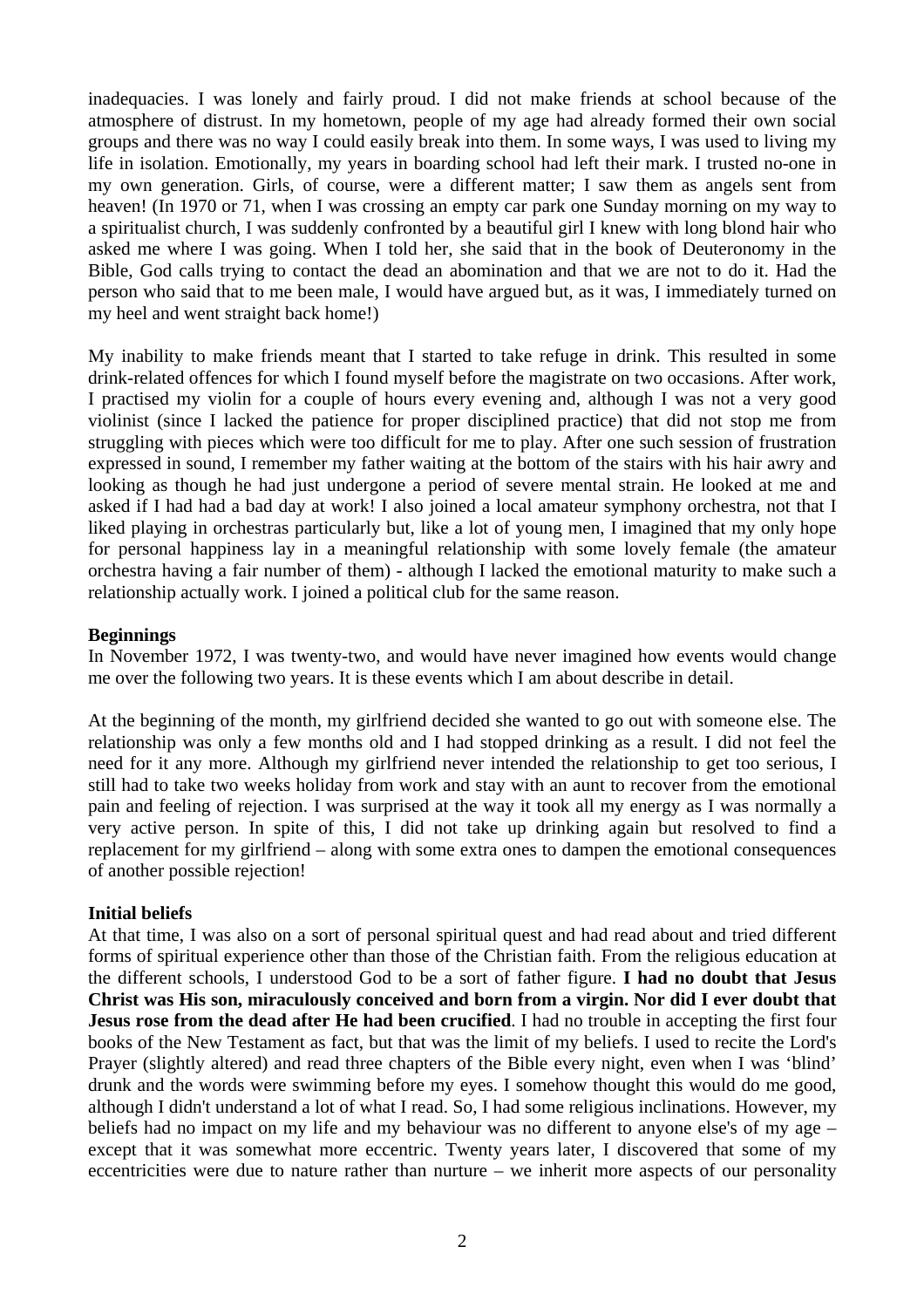inadequacies. I was lonely and fairly proud. I did not make friends at school because of the atmosphere of distrust. In my hometown, people of my age had already formed their own social groups and there was no way I could easily break into them. In some ways, I was used to living my life in isolation. Emotionally, my years in boarding school had left their mark. I trusted no-one in my own generation. Girls, of course, were a different matter; I saw them as angels sent from heaven! (In 1970 or 71, when I was crossing an empty car park one Sunday morning on my way to a spiritualist church, I was suddenly confronted by a beautiful girl I knew with long blond hair who asked me where I was going. When I told her, she said that in the book of Deuteronomy in the Bible, God calls trying to contact the dead an abomination and that we are not to do it. Had the person who said that to me been male, I would have argued but, as it was, I immediately turned on my heel and went straight back home!)

My inability to make friends meant that I started to take refuge in drink. This resulted in some drink-related offences for which I found myself before the magistrate on two occasions. After work, I practised my violin for a couple of hours every evening and, although I was not a very good violinist (since I lacked the patience for proper disciplined practice) that did not stop me from struggling with pieces which were too difficult for me to play. After one such session of frustration expressed in sound, I remember my father waiting at the bottom of the stairs with his hair awry and looking as though he had just undergone a period of severe mental strain. He looked at me and asked if I had had a bad day at work! I also joined a local amateur symphony orchestra, not that I liked playing in orchestras particularly but, like a lot of young men, I imagined that my only hope for personal happiness lay in a meaningful relationship with some lovely female (the amateur orchestra having a fair number of them) - although I lacked the emotional maturity to make such a relationship actually work. I joined a political club for the same reason.

**Beginnings**

In November 1972, I was twenty-two, and would have never imagined how events would change me over the following two years. It is these events which I am about describe in detail.

At the beginning of the month, my girlfriend decided she wanted to go out with someone else. The relationship was only a few months old and I had stopped drinking as a result. I did not feel the need for it any more. Although my girlfriend never intended the relationship to get too serious, I still had to take two weeks holiday from work and stay with an aunt to recover from the emotional pain and feeling of rejection. I was surprised at the way it took all my energy as I was normally a very active person. In spite of this, I did not take up drinking again but resolved to find a replacement for my girlfriend – along with some extra ones to dampen the emotional consequences of another possible rejection!

**Initial beliefs**

At that time, I was also on a sort of personal spiritual quest and had read about and tried different forms of spiritual experience other than those of the Christian faith. From the religious education at the different schools, I understood God to be a sort of father figure. **I had no doubt that Jesus Christ was His son, miraculously conceived and born from a virgin. Nor did I ever doubt that Jesus rose from the dead after He had been crucified**. I had no trouble in accepting the first four books of the New Testament as fact, but that was the limit of my beliefs. I used to recite the Lord's Prayer (slightly altered) and read three chapters of the Bible every night, even when I was 'blind' drunk and the words were swimming before my eyes. I somehow thought this would do me good, although I didn't understand a lot of what I read. So, I had some religious inclinations. However, my beliefs had no impact on my life and my behaviour was no different to anyone else's of my age – except that it was somewhat more eccentric. Twenty years later, I discovered that some of my eccentricities were due to nature rather than nurture – we inherit more aspects of our personality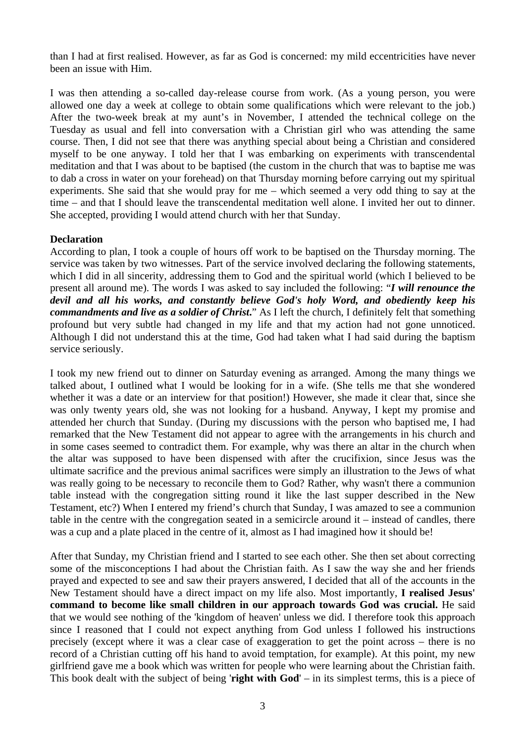than I had at first realised. However, as far as God is concerned: my mild eccentricities have never been an issue with Him.

I was then attending a so-called day-release course from work. (As a young person, you were allowed one day a week at college to obtain some qualifications which were relevant to the job.) After the two-week break at my aunt's in November, I attended the technical college on the Tuesday as usual and fell into conversation with a Christian girl who was attending the same course. Then, I did not see that there was anything special about being a Christian and considered myself to be one anyway. I told her that I was embarking on experiments with transcendental meditation and that I was about to be baptised (the custom in the church that was to baptise me was to dab a cross in water on your forehead) on that Thursday morning before carrying out my spiritual experiments. She said that she would pray for me – which seemed a very odd thing to say at the time – and that I should leave the transcendental meditation well alone. I invited her out to dinner. She accepted, providing I would attend church with her that Sunday.

**Declaration**

According to plan, I took a couple of hours off work to be baptised on the Thursday morning. The service was taken by two witnesses. Part of the service involved declaring the following statements, which I did in all sincerity, addressing them to God and the spiritual world (which I believed to be present all around me). The words I was asked to say included the following: "***I will renounce the devil and all his works, and constantly believe God's holy Word, and obediently keep his commandments and live as a soldier of Christ.***" As I left the church, I definitely felt that something profound but very subtle had changed in my life and that my action had not gone unnoticed. Although I did not understand this at the time, God had taken what I had said during the baptism service seriously.

I took my new friend out to dinner on Saturday evening as arranged. Among the many things we talked about, I outlined what I would be looking for in a wife. (She tells me that she wondered whether it was a date or an interview for that position!) However, she made it clear that, since she was only twenty years old, she was not looking for a husband. Anyway, I kept my promise and attended her church that Sunday. (During my discussions with the person who baptised me, I had remarked that the New Testament did not appear to agree with the arrangements in his church and in some cases seemed to contradict them. For example, why was there an altar in the church when the altar was supposed to have been dispensed with after the crucifixion, since Jesus was the ultimate sacrifice and the previous animal sacrifices were simply an illustration to the Jews of what was really going to be necessary to reconcile them to God? Rather, why wasn't there a communion table instead with the congregation sitting round it like the last supper described in the New Testament, etc?) When I entered my friend's church that Sunday, I was amazed to see a communion table in the centre with the congregation seated in a semicircle around it – instead of candles, there was a cup and a plate placed in the centre of it, almost as I had imagined how it should be!

After that Sunday, my Christian friend and I started to see each other. She then set about correcting some of the misconceptions I had about the Christian faith. As I saw the way she and her friends prayed and expected to see and saw their prayers answered, I decided that all of the accounts in the New Testament should have a direct impact on my life also. Most importantly, **I realised Jesus' command to become like small children in our approach towards God was crucial.** He said that we would see nothing of the 'kingdom of heaven' unless we did. I therefore took this approach since I reasoned that I could not expect anything from God unless I followed his instructions precisely (except where it was a clear case of exaggeration to get the point across – there is no record of a Christian cutting off his hand to avoid temptation, for example). At this point, my new girlfriend gave me a book which was written for people who were learning about the Christian faith. This book dealt with the subject of being '**right with God**' – in its simplest terms, this is a piece of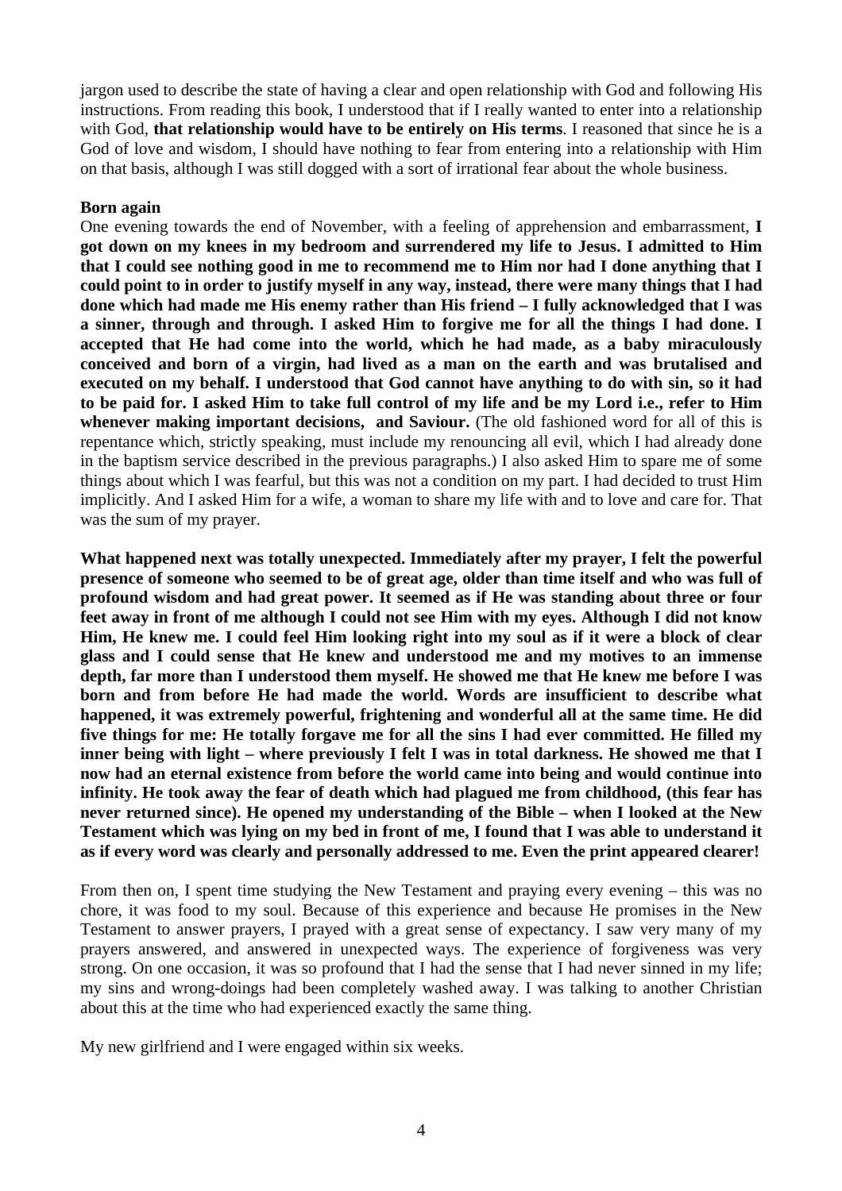jargon used to describe the state of having a clear and open relationship with God and following His instructions. From reading this book, I understood that if I really wanted to enter into a relationship with God, **that relationship would have to be entirely on His terms**. I reasoned that since he is a God of love and wisdom, I should have nothing to fear from entering into a relationship with Him on that basis, although I was still dogged with a sort of irrational fear about the whole business.

**Born again**

One evening towards the end of November, with a feeling of apprehension and embarrassment, **I got down on my knees in my bedroom and surrendered my life to Jesus. I admitted to Him that I could see nothing good in me to recommend me to Him nor had I done anything that I could point to in order to justify myself in any way, instead, there were many things that I had done which had made me His enemy rather than His friend – I fully acknowledged that I was a sinner, through and through. I asked Him to forgive me for all the things I had done. I accepted that He had come into the world, which he had made, as a baby miraculously conceived and born of a virgin, had lived as a man on the earth and was brutalised and executed on my behalf. I understood that God cannot have anything to do with sin, so it had to be paid for. I asked Him to take full control of my life and be my Lord i.e., refer to Him whenever making important decisions, and Saviour.** (The old fashioned word for all of this is repentance which, strictly speaking, must include my renouncing all evil, which I had already done in the baptism service described in the previous paragraphs.) I also asked Him to spare me of some things about which I was fearful, but this was not a condition on my part. I had decided to trust Him implicitly. And I asked Him for a wife, a woman to share my life with and to love and care for. That was the sum of my prayer.

**What happened next was totally unexpected. Immediately after my prayer, I felt the powerful presence of someone who seemed to be of great age, older than time itself and who was full of profound wisdom and had great power. It seemed as if He was standing about three or four feet away in front of me although I could not see Him with my eyes. Although I did not know Him, He knew me. I could feel Him looking right into my soul as if it were a block of clear glass and I could sense that He knew and understood me and my motives to an immense depth, far more than I understood them myself. He showed me that He knew me before I was born and from before He had made the world. Words are insufficient to describe what happened, it was extremely powerful, frightening and wonderful all at the same time. He did five things for me: He totally forgave me for all the sins I had ever committed. He filled my inner being with light – where previously I felt I was in total darkness. He showed me that I now had an eternal existence from before the world came into being and would continue into infinity. He took away the fear of death which had plagued me from childhood, (this fear has never returned since). He opened my understanding of the Bible – when I looked at the New Testament which was lying on my bed in front of me, I found that I was able to understand it as if every word was clearly and personally addressed to me. Even the print appeared clearer!**

From then on, I spent time studying the New Testament and praying every evening – this was no chore, it was food to my soul. Because of this experience and because He promises in the New Testament to answer prayers, I prayed with a great sense of expectancy. I saw very many of my prayers answered, and answered in unexpected ways. The experience of forgiveness was very strong. On one occasion, it was so profound that I had the sense that I had never sinned in my life; my sins and wrong-doings had been completely washed away. I was talking to another Christian about this at the time who had experienced exactly the same thing.

My new girlfriend and I were engaged within six weeks.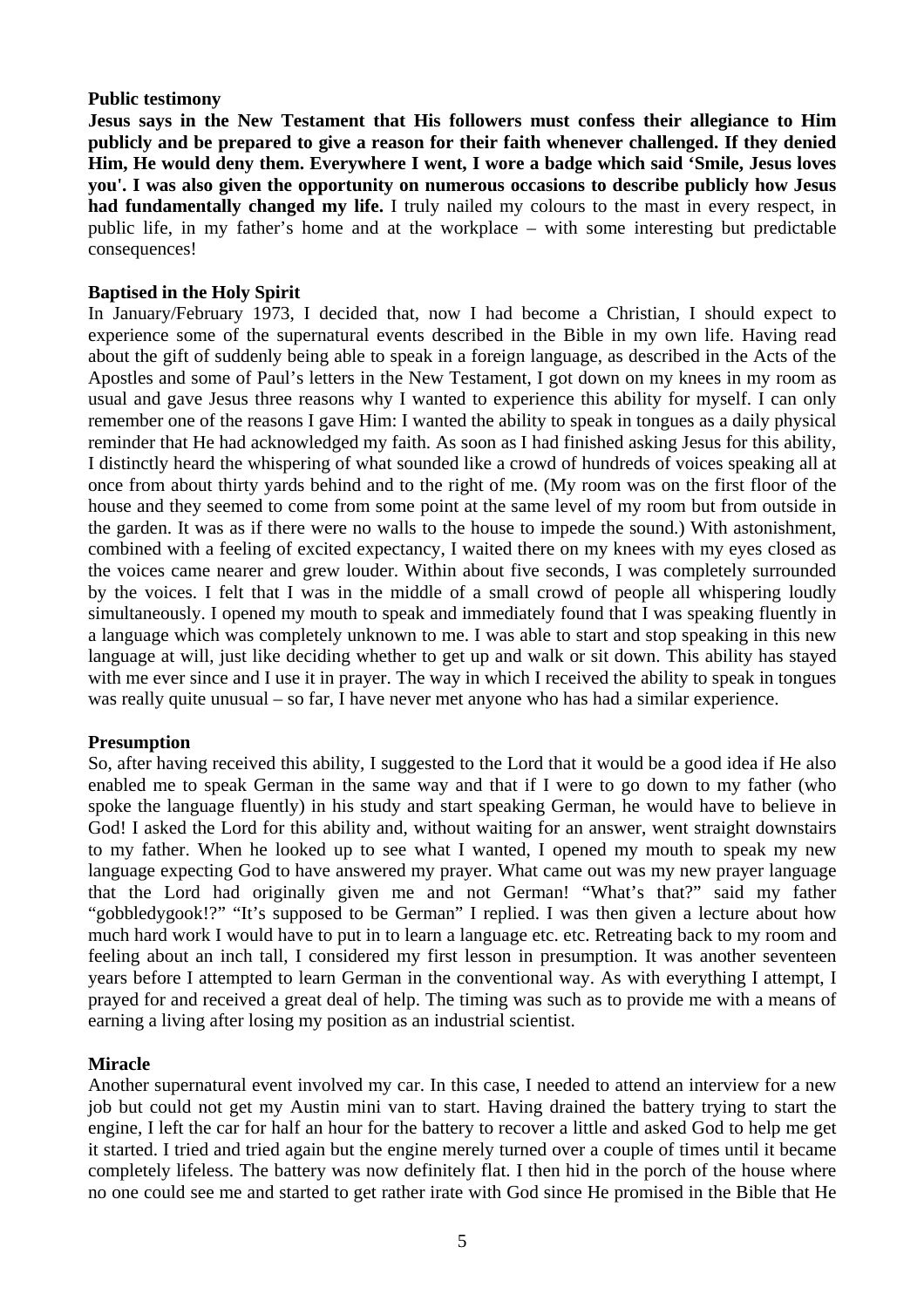**Public testimony**

**Jesus says in the New Testament that His followers must confess their allegiance to Him publicly and be prepared to give a reason for their faith whenever challenged. If they denied Him, He would deny them. Everywhere I went, I wore a badge which said 'Smile, Jesus loves you'. I was also given the opportunity on numerous occasions to describe publicly how Jesus had fundamentally changed my life.** I truly nailed my colours to the mast in every respect, in public life, in my father's home and at the workplace – with some interesting but predictable consequences!

**Baptised in the Holy Spirit**

In January/February 1973, I decided that, now I had become a Christian, I should expect to experience some of the supernatural events described in the Bible in my own life. Having read about the gift of suddenly being able to speak in a foreign language, as described in the Acts of the Apostles and some of Paul's letters in the New Testament, I got down on my knees in my room as usual and gave Jesus three reasons why I wanted to experience this ability for myself. I can only remember one of the reasons I gave Him: I wanted the ability to speak in tongues as a daily physical reminder that He had acknowledged my faith. As soon as I had finished asking Jesus for this ability, I distinctly heard the whispering of what sounded like a crowd of hundreds of voices speaking all at once from about thirty yards behind and to the right of me. (My room was on the first floor of the house and they seemed to come from some point at the same level of my room but from outside in the garden. It was as if there were no walls to the house to impede the sound.) With astonishment, combined with a feeling of excited expectancy, I waited there on my knees with my eyes closed as the voices came nearer and grew louder. Within about five seconds, I was completely surrounded by the voices. I felt that I was in the middle of a small crowd of people all whispering loudly simultaneously. I opened my mouth to speak and immediately found that I was speaking fluently in a language which was completely unknown to me. I was able to start and stop speaking in this new language at will, just like deciding whether to get up and walk or sit down. This ability has stayed with me ever since and I use it in prayer. The way in which I received the ability to speak in tongues was really quite unusual – so far, I have never met anyone who has had a similar experience.

**Presumption**

So, after having received this ability, I suggested to the Lord that it would be a good idea if He also enabled me to speak German in the same way and that if I were to go down to my father (who spoke the language fluently) in his study and start speaking German, he would have to believe in God! I asked the Lord for this ability and, without waiting for an answer, went straight downstairs to my father. When he looked up to see what I wanted, I opened my mouth to speak my new language expecting God to have answered my prayer. What came out was my new prayer language that the Lord had originally given me and not German! "What's that?" said my father "gobbledygook!?" "It's supposed to be German" I replied. I was then given a lecture about how much hard work I would have to put in to learn a language etc. etc. Retreating back to my room and feeling about an inch tall, I considered my first lesson in presumption. It was another seventeen years before I attempted to learn German in the conventional way. As with everything I attempt, I prayed for and received a great deal of help. The timing was such as to provide me with a means of earning a living after losing my position as an industrial scientist.

**Miracle**

Another supernatural event involved my car. In this case, I needed to attend an interview for a new job but could not get my Austin mini van to start. Having drained the battery trying to start the engine, I left the car for half an hour for the battery to recover a little and asked God to help me get it started. I tried and tried again but the engine merely turned over a couple of times until it became completely lifeless. The battery was now definitely flat. I then hid in the porch of the house where no one could see me and started to get rather irate with God since He promised in the Bible that He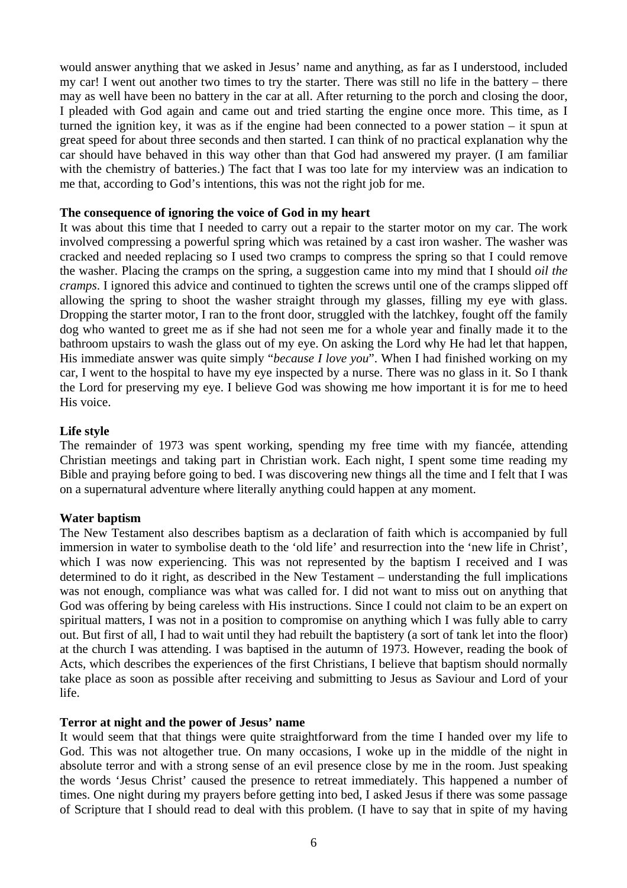would answer anything that we asked in Jesus' name and anything, as far as I understood, included my car! I went out another two times to try the starter. There was still no life in the battery – there may as well have been no battery in the car at all. After returning to the porch and closing the door, I pleaded with God again and came out and tried starting the engine once more. This time, as I turned the ignition key, it was as if the engine had been connected to a power station – it spun at great speed for about three seconds and then started. I can think of no practical explanation why the car should have behaved in this way other than that God had answered my prayer. (I am familiar with the chemistry of batteries.) The fact that I was too late for my interview was an indication to me that, according to God's intentions, this was not the right job for me.

**The consequence of ignoring the voice of God in my heart**

It was about this time that I needed to carry out a repair to the starter motor on my car. The work involved compressing a powerful spring which was retained by a cast iron washer. The washer was cracked and needed replacing so I used two cramps to compress the spring so that I could remove the washer. Placing the cramps on the spring, a suggestion came into my mind that I should *oil the cramps*. I ignored this advice and continued to tighten the screws until one of the cramps slipped off allowing the spring to shoot the washer straight through my glasses, filling my eye with glass. Dropping the starter motor, I ran to the front door, struggled with the latchkey, fought off the family dog who wanted to greet me as if she had not seen me for a whole year and finally made it to the bathroom upstairs to wash the glass out of my eye. On asking the Lord why He had let that happen, His immediate answer was quite simply "*because I love you*". When I had finished working on my car, I went to the hospital to have my eye inspected by a nurse. There was no glass in it. So I thank the Lord for preserving my eye. I believe God was showing me how important it is for me to heed His voice.

**Life style**

The remainder of 1973 was spent working, spending my free time with my fiancée, attending Christian meetings and taking part in Christian work. Each night, I spent some time reading my Bible and praying before going to bed. I was discovering new things all the time and I felt that I was on a supernatural adventure where literally anything could happen at any moment.

**Water baptism**

The New Testament also describes baptism as a declaration of faith which is accompanied by full immersion in water to symbolise death to the 'old life' and resurrection into the 'new life in Christ', which I was now experiencing. This was not represented by the baptism I received and I was determined to do it right, as described in the New Testament – understanding the full implications was not enough, compliance was what was called for. I did not want to miss out on anything that God was offering by being careless with His instructions. Since I could not claim to be an expert on spiritual matters, I was not in a position to compromise on anything which I was fully able to carry out. But first of all, I had to wait until they had rebuilt the baptistery (a sort of tank let into the floor) at the church I was attending. I was baptised in the autumn of 1973. However, reading the book of Acts, which describes the experiences of the first Christians, I believe that baptism should normally take place as soon as possible after receiving and submitting to Jesus as Saviour and Lord of your life.

**Terror at night and the power of Jesus' name**

It would seem that that things were quite straightforward from the time I handed over my life to God. This was not altogether true. On many occasions, I woke up in the middle of the night in absolute terror and with a strong sense of an evil presence close by me in the room. Just speaking the words 'Jesus Christ' caused the presence to retreat immediately. This happened a number of times. One night during my prayers before getting into bed, I asked Jesus if there was some passage of Scripture that I should read to deal with this problem. (I have to say that in spite of my having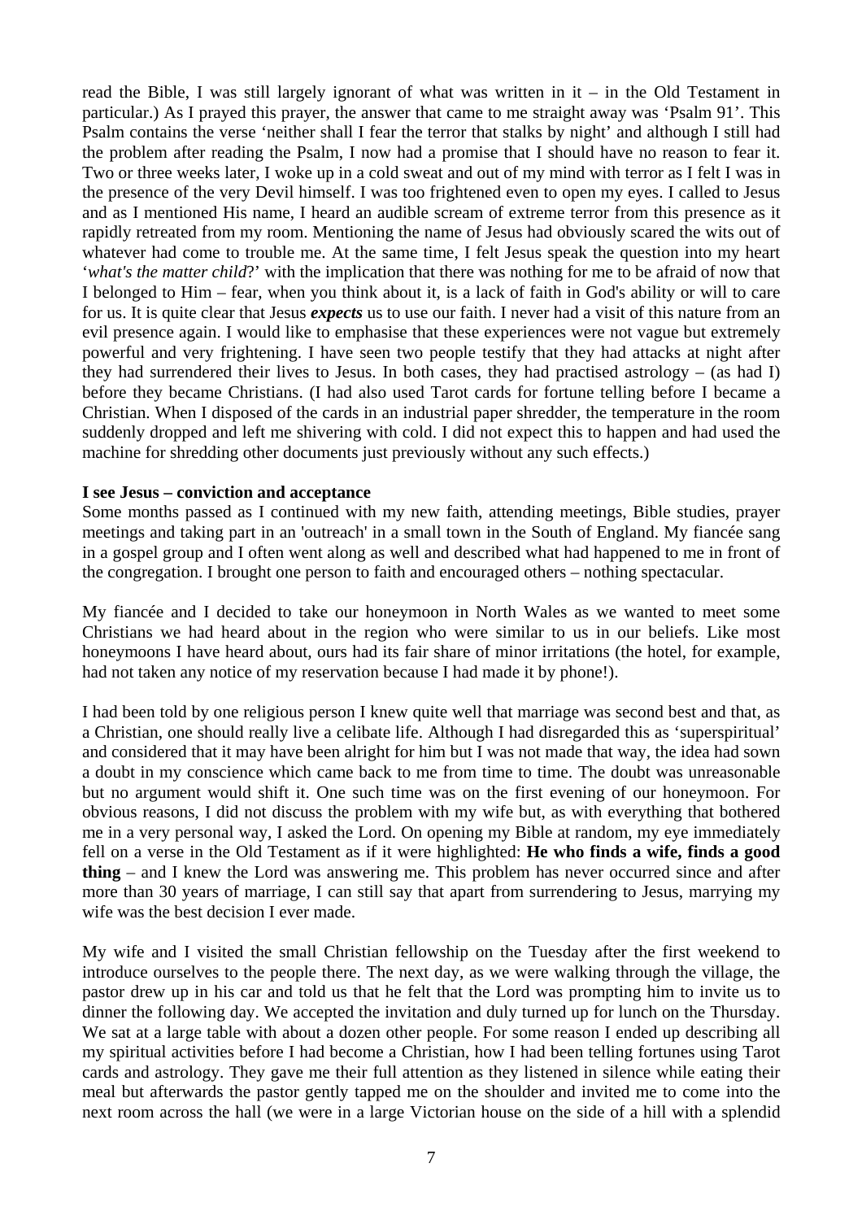read the Bible, I was still largely ignorant of what was written in it – in the Old Testament in particular.) As I prayed this prayer, the answer that came to me straight away was 'Psalm 91'. This Psalm contains the verse 'neither shall I fear the terror that stalks by night' and although I still had the problem after reading the Psalm, I now had a promise that I should have no reason to fear it. Two or three weeks later, I woke up in a cold sweat and out of my mind with terror as I felt I was in the presence of the very Devil himself. I was too frightened even to open my eyes. I called to Jesus and as I mentioned His name, I heard an audible scream of extreme terror from this presence as it rapidly retreated from my room. Mentioning the name of Jesus had obviously scared the wits out of whatever had come to trouble me. At the same time, I felt Jesus speak the question into my heart '*what's the matter child*?' with the implication that there was nothing for me to be afraid of now that I belonged to Him – fear, when you think about it, is a lack of faith in God's ability or will to care for us. It is quite clear that Jesus ***expects*** us to use our faith. I never had a visit of this nature from an evil presence again. I would like to emphasise that these experiences were not vague but extremely powerful and very frightening. I have seen two people testify that they had attacks at night after they had surrendered their lives to Jesus. In both cases, they had practised astrology – (as had I) before they became Christians. (I had also used Tarot cards for fortune telling before I became a Christian. When I disposed of the cards in an industrial paper shredder, the temperature in the room suddenly dropped and left me shivering with cold. I did not expect this to happen and had used the machine for shredding other documents just previously without any such effects.)

**I see Jesus – conviction and acceptance**

Some months passed as I continued with my new faith, attending meetings, Bible studies, prayer meetings and taking part in an 'outreach' in a small town in the South of England. My fiancée sang in a gospel group and I often went along as well and described what had happened to me in front of the congregation. I brought one person to faith and encouraged others – nothing spectacular.

My fiancée and I decided to take our honeymoon in North Wales as we wanted to meet some Christians we had heard about in the region who were similar to us in our beliefs. Like most honeymoons I have heard about, ours had its fair share of minor irritations (the hotel, for example, had not taken any notice of my reservation because I had made it by phone!).

I had been told by one religious person I knew quite well that marriage was second best and that, as a Christian, one should really live a celibate life. Although I had disregarded this as 'superspiritual' and considered that it may have been alright for him but I was not made that way, the idea had sown a doubt in my conscience which came back to me from time to time. The doubt was unreasonable but no argument would shift it. One such time was on the first evening of our honeymoon. For obvious reasons, I did not discuss the problem with my wife but, as with everything that bothered me in a very personal way, I asked the Lord. On opening my Bible at random, my eye immediately fell on a verse in the Old Testament as if it were highlighted: **He who finds a wife, finds a good thing** – and I knew the Lord was answering me. This problem has never occurred since and after more than 30 years of marriage, I can still say that apart from surrendering to Jesus, marrying my wife was the best decision I ever made.

My wife and I visited the small Christian fellowship on the Tuesday after the first weekend to introduce ourselves to the people there. The next day, as we were walking through the village, the pastor drew up in his car and told us that he felt that the Lord was prompting him to invite us to dinner the following day. We accepted the invitation and duly turned up for lunch on the Thursday. We sat at a large table with about a dozen other people. For some reason I ended up describing all my spiritual activities before I had become a Christian, how I had been telling fortunes using Tarot cards and astrology. They gave me their full attention as they listened in silence while eating their meal but afterwards the pastor gently tapped me on the shoulder and invited me to come into the next room across the hall (we were in a large Victorian house on the side of a hill with a splendid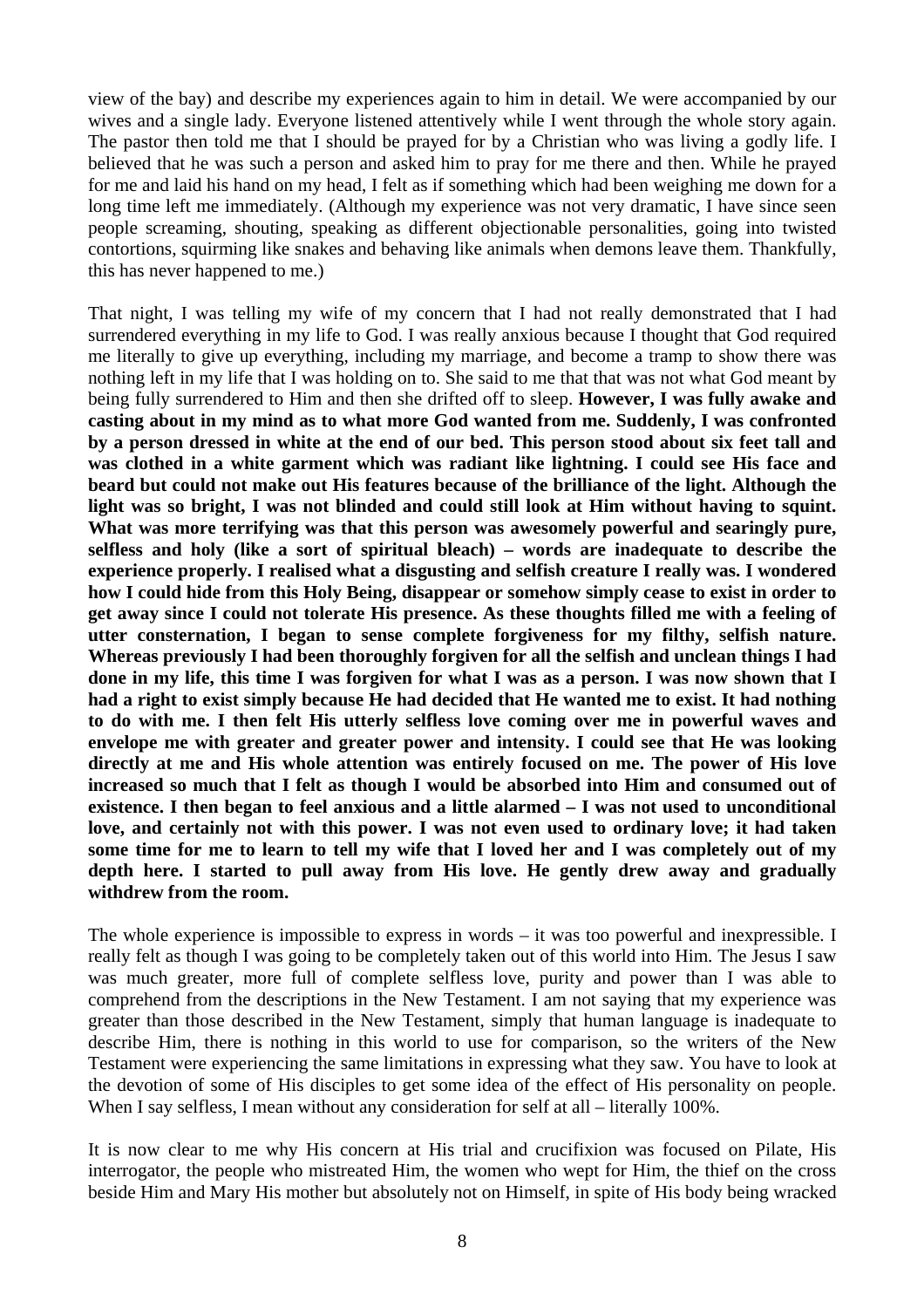view of the bay) and describe my experiences again to him in detail. We were accompanied by our wives and a single lady. Everyone listened attentively while I went through the whole story again. The pastor then told me that I should be prayed for by a Christian who was living a godly life. I believed that he was such a person and asked him to pray for me there and then. While he prayed for me and laid his hand on my head, I felt as if something which had been weighing me down for a long time left me immediately. (Although my experience was not very dramatic, I have since seen people screaming, shouting, speaking as different objectionable personalities, going into twisted contortions, squirming like snakes and behaving like animals when demons leave them. Thankfully, this has never happened to me.)

That night, I was telling my wife of my concern that I had not really demonstrated that I had surrendered everything in my life to God. I was really anxious because I thought that God required me literally to give up everything, including my marriage, and become a tramp to show there was nothing left in my life that I was holding on to. She said to me that that was not what God meant by being fully surrendered to Him and then she drifted off to sleep. **However, I was fully awake and casting about in my mind as to what more God wanted from me. Suddenly, I was confronted by a person dressed in white at the end of our bed. This person stood about six feet tall and was clothed in a white garment which was radiant like lightning. I could see His face and beard but could not make out His features because of the brilliance of the light. Although the light was so bright, I was not blinded and could still look at Him without having to squint. What was more terrifying was that this person was awesomely powerful and searingly pure, selfless and holy (like a sort of spiritual bleach) – words are inadequate to describe the experience properly. I realised what a disgusting and selfish creature I really was. I wondered how I could hide from this Holy Being, disappear or somehow simply cease to exist in order to get away since I could not tolerate His presence. As these thoughts filled me with a feeling of utter consternation, I began to sense complete forgiveness for my filthy, selfish nature. Whereas previously I had been thoroughly forgiven for all the selfish and unclean things I had done in my life, this time I was forgiven for what I was as a person. I was now shown that I had a right to exist simply because He had decided that He wanted me to exist. It had nothing to do with me. I then felt His utterly selfless love coming over me in powerful waves and envelope me with greater and greater power and intensity. I could see that He was looking directly at me and His whole attention was entirely focused on me. The power of His love increased so much that I felt as though I would be absorbed into Him and consumed out of existence. I then began to feel anxious and a little alarmed – I was not used to unconditional love, and certainly not with this power. I was not even used to ordinary love; it had taken some time for me to learn to tell my wife that I loved her and I was completely out of my depth here. I started to pull away from His love. He gently drew away and gradually withdrew from the room.**

The whole experience is impossible to express in words – it was too powerful and inexpressible. I really felt as though I was going to be completely taken out of this world into Him. The Jesus I saw was much greater, more full of complete selfless love, purity and power than I was able to comprehend from the descriptions in the New Testament. I am not saying that my experience was greater than those described in the New Testament, simply that human language is inadequate to describe Him, there is nothing in this world to use for comparison, so the writers of the New Testament were experiencing the same limitations in expressing what they saw. You have to look at the devotion of some of His disciples to get some idea of the effect of His personality on people. When I say selfless, I mean without any consideration for self at all – literally 100%.

It is now clear to me why His concern at His trial and crucifixion was focused on Pilate, His interrogator, the people who mistreated Him, the women who wept for Him, the thief on the cross beside Him and Mary His mother but absolutely not on Himself, in spite of His body being wracked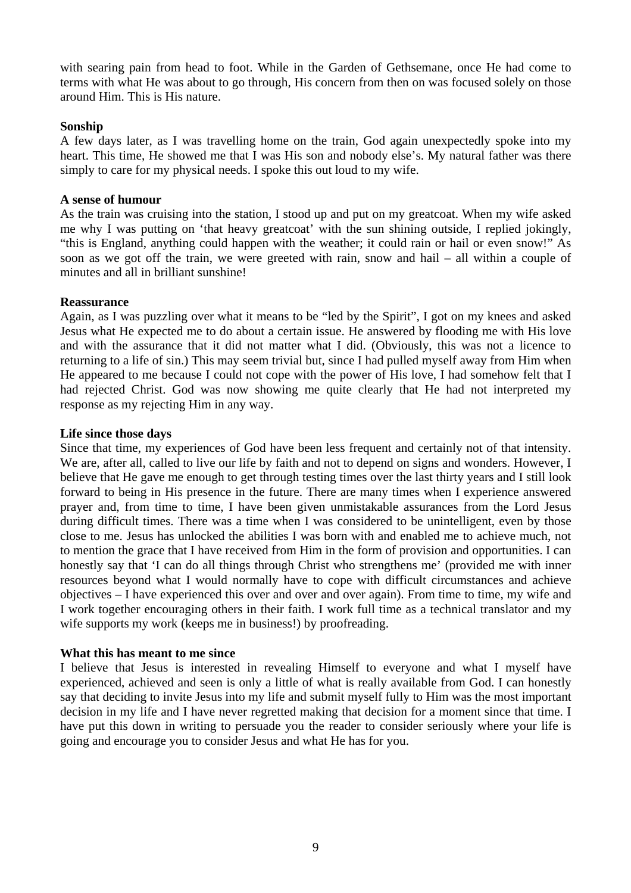with searing pain from head to foot. While in the Garden of Gethsemane, once He had come to terms with what He was about to go through, His concern from then on was focused solely on those around Him. This is His nature.

**Sonship**

A few days later, as I was travelling home on the train, God again unexpectedly spoke into my heart. This time, He showed me that I was His son and nobody else's. My natural father was there simply to care for my physical needs. I spoke this out loud to my wife.

**A sense of humour**

As the train was cruising into the station, I stood up and put on my greatcoat. When my wife asked me why I was putting on 'that heavy greatcoat' with the sun shining outside, I replied jokingly, "this is England, anything could happen with the weather; it could rain or hail or even snow!" As soon as we got off the train, we were greeted with rain, snow and hail – all within a couple of minutes and all in brilliant sunshine!

**Reassurance**

Again, as I was puzzling over what it means to be "led by the Spirit", I got on my knees and asked Jesus what He expected me to do about a certain issue. He answered by flooding me with His love and with the assurance that it did not matter what I did. (Obviously, this was not a licence to returning to a life of sin.) This may seem trivial but, since I had pulled myself away from Him when He appeared to me because I could not cope with the power of His love, I had somehow felt that I had rejected Christ. God was now showing me quite clearly that He had not interpreted my response as my rejecting Him in any way.

**Life since those days**

Since that time, my experiences of God have been less frequent and certainly not of that intensity. We are, after all, called to live our life by faith and not to depend on signs and wonders. However, I believe that He gave me enough to get through testing times over the last thirty years and I still look forward to being in His presence in the future. There are many times when I experience answered prayer and, from time to time, I have been given unmistakable assurances from the Lord Jesus during difficult times. There was a time when I was considered to be unintelligent, even by those close to me. Jesus has unlocked the abilities I was born with and enabled me to achieve much, not to mention the grace that I have received from Him in the form of provision and opportunities. I can honestly say that 'I can do all things through Christ who strengthens me' (provided me with inner resources beyond what I would normally have to cope with difficult circumstances and achieve objectives – I have experienced this over and over and over again). From time to time, my wife and I work together encouraging others in their faith. I work full time as a technical translator and my wife supports my work (keeps me in business!) by proofreading.

**What this has meant to me since**

I believe that Jesus is interested in revealing Himself to everyone and what I myself have experienced, achieved and seen is only a little of what is really available from God. I can honestly say that deciding to invite Jesus into my life and submit myself fully to Him was the most important decision in my life and I have never regretted making that decision for a moment since that time. I have put this down in writing to persuade you the reader to consider seriously where your life is going and encourage you to consider Jesus and what He has for you.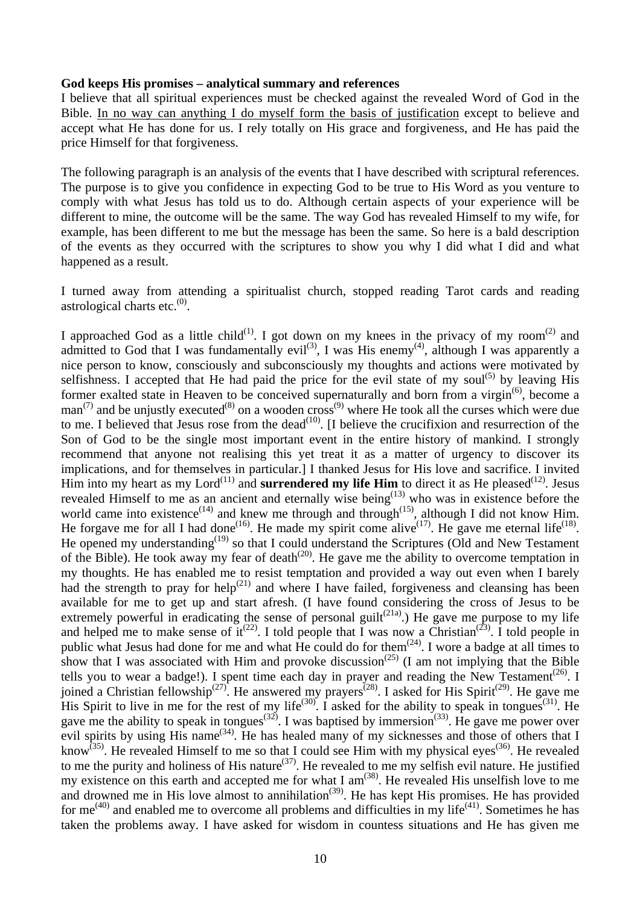**God keeps His promises – analytical summary and references**

I believe that all spiritual experiences must be checked against the revealed Word of God in the Bible. <u>In no way can anything I do myself form the basis of justification</u> except to believe and accept what He has done for us. I rely totally on His grace and forgiveness, and He has paid the price Himself for that forgiveness.

The following paragraph is an analysis of the events that I have described with scriptural references. The purpose is to give you confidence in expecting God to be true to His Word as you venture to comply with what Jesus has told us to do. Although certain aspects of your experience will be different to mine, the outcome will be the same. The way God has revealed Himself to my wife, for example, has been different to me but the message has been the same. So here is a bald description of the events as they occurred with the scriptures to show you why I did what I did and what happened as a result.

I turned away from attending a spiritualist church, stopped reading Tarot cards and reading astrological charts etc.[(0)].

I approached God as a little child[(1)]. I got down on my knees in the privacy of my room[(2)] and admitted to God that I was fundamentally evil[(3)], I was His enemy[(4)], although I was apparently a nice person to know, consciously and subconsciously my thoughts and actions were motivated by selfishness. I accepted that He had paid the price for the evil state of my soul[(5)] by leaving His former exalted state in Heaven to be conceived supernaturally and born from a virgin[(6)], become a man[(7)] and be unjustly executed[(8)] on a wooden cross[(9)] where He took all the curses which were due to me. I believed that Jesus rose from the dead[(10)]. [I believe the crucifixion and resurrection of the Son of God to be the single most important event in the entire history of mankind. I strongly recommend that anyone not realising this yet treat it as a matter of urgency to discover its implications, and for themselves in particular.] I thanked Jesus for His love and sacrifice. I invited Him into my heart as my Lord[(11)] and **surrendered my life Him** to direct it as He pleased[(12)]. Jesus revealed Himself to me as an ancient and eternally wise being[(13)] who was in existence before the world came into existence[(14)] and knew me through and through[(15)], although I did not know Him. He forgave me for all I had done[(16)]. He made my spirit come alive[(17)]. He gave me eternal life[(18)]. He opened my understanding[(19)] so that I could understand the Scriptures (Old and New Testament of the Bible). He took away my fear of death[(20)]. He gave me the ability to overcome temptation in my thoughts. He has enabled me to resist temptation and provided a way out even when I barely had the strength to pray for help[(21)] and where I have failed, forgiveness and cleansing has been available for me to get up and start afresh. (I have found considering the cross of Jesus to be extremely powerful in eradicating the sense of personal guilt[(21a)].) He gave me purpose to my life and helped me to make sense of it[(22)]. I told people that I was now a Christian[(23)]. I told people in public what Jesus had done for me and what He could do for them[(24)]. I wore a badge at all times to show that I was associated with Him and provoke discussion[(25)] (I am not implying that the Bible tells you to wear a badge!). I spent time each day in prayer and reading the New Testament[(26)]. I joined a Christian fellowship[(27)]. He answered my prayers[(28)]. I asked for His Spirit[(29)]. He gave me His Spirit to live in me for the rest of my life[(30)]. I asked for the ability to speak in tongues[(31)]. He gave me the ability to speak in tongues[(32)]. I was baptised by immersion[(33)]. He gave me power over evil spirits by using His name[(34)]. He has healed many of my sicknesses and those of others that I know[(35)]. He revealed Himself to me so that I could see Him with my physical eyes[(36)]. He revealed to me the purity and holiness of His nature[(37)]. He revealed to me my selfish evil nature. He justified my existence on this earth and accepted me for what I am[(38)]. He revealed His unselfish love to me and drowned me in His love almost to annihilation[(39)]. He has kept His promises. He has provided for me[(40)] and enabled me to overcome all problems and difficulties in my life[(41)]. Sometimes he has taken the problems away. I have asked for wisdom in countess situations and He has given me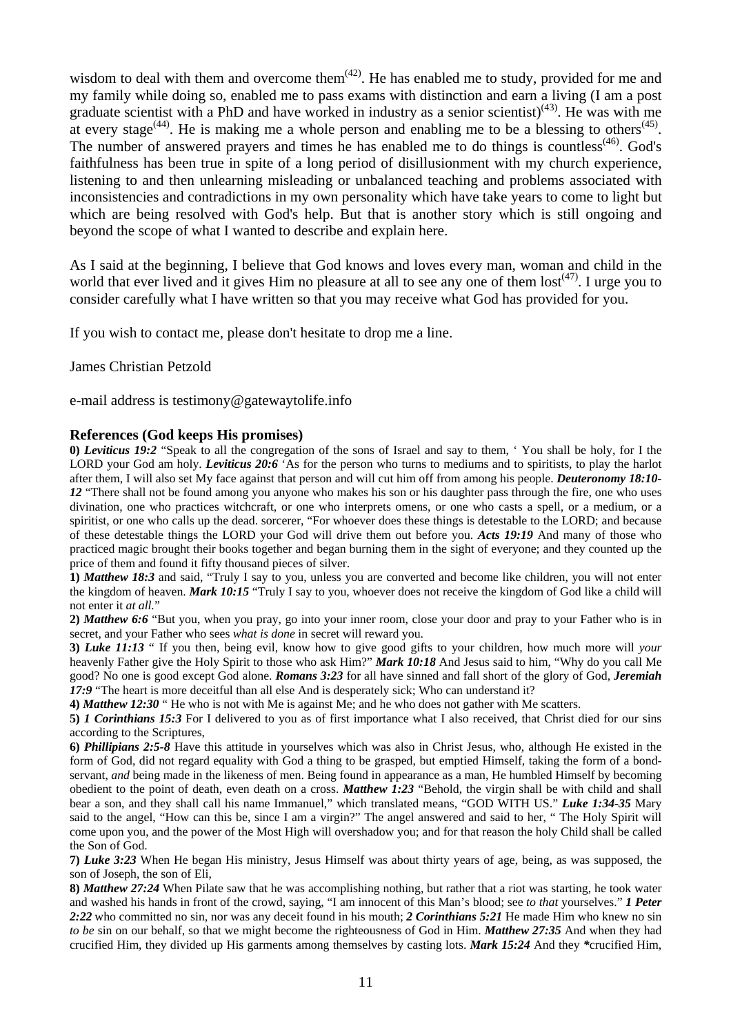wisdom to deal with them and overcome them[42]. He has enabled me to study, provided for me and my family while doing so, enabled me to pass exams with distinction and earn a living (I am a post graduate scientist with a PhD and have worked in industry as a senior scientist)[43]. He was with me at every stage[44]. He is making me a whole person and enabling me to be a blessing to others[45]. The number of answered prayers and times he has enabled me to do things is countless[46]. God's faithfulness has been true in spite of a long period of disillusionment with my church experience, listening to and then unlearning misleading or unbalanced teaching and problems associated with inconsistencies and contradictions in my own personality which have take years to come to light but which are being resolved with God's help. But that is another story which is still ongoing and beyond the scope of what I wanted to describe and explain here.

As I said at the beginning, I believe that God knows and loves every man, woman and child in the world that ever lived and it gives Him no pleasure at all to see any one of them lost[47]. I urge you to consider carefully what I have written so that you may receive what God has provided for you.

If you wish to contact me, please don't hesitate to drop me a line.

James Christian Petzold

e-mail address is testimony@gatewaytolife.info

## References (God keeps His promises)

**0)** ***Leviticus 19:2*** "Speak to all the congregation of the sons of Israel and say to them, ' You shall be holy, for I the LORD your God am holy. ***Leviticus 20:6*** 'As for the person who turns to mediums and to spiritists, to play the harlot after them, I will also set My face against that person and will cut him off from among his people. ***Deuteronomy 18:10-12*** "There shall not be found among you anyone who makes his son or his daughter pass through the fire, one who uses divination, one who practices witchcraft, or one who interprets omens, or one who casts a spell, or a medium, or a spiritist, or one who calls up the dead. sorcerer, "For whoever does these things is detestable to the LORD; and because of these detestable things the LORD your God will drive them out before you. ***Acts 19:19*** And many of those who practiced magic brought their books together and began burning them in the sight of everyone; and they counted up the price of them and found it fifty thousand pieces of silver.

**1)** ***Matthew 18:3*** and said, "Truly I say to you, unless you are converted and become like children, you will not enter the kingdom of heaven. ***Mark 10:15*** "Truly I say to you, whoever does not receive the kingdom of God like a child will not enter it *at all*."

**2)** ***Matthew 6:6*** "But you, when you pray, go into your inner room, close your door and pray to your Father who is in secret, and your Father who sees *what is done* in secret will reward you.

**3)** ***Luke 11:13*** " If you then, being evil, know how to give good gifts to your children, how much more will *your* heavenly Father give the Holy Spirit to those who ask Him?" ***Mark 10:18*** And Jesus said to him, "Why do you call Me good? No one is good except God alone. ***Romans 3:23*** for all have sinned and fall short of the glory of God, ***Jeremiah 17:9*** "The heart is more deceitful than all else And is desperately sick; Who can understand it?

**4)** ***Matthew 12:30*** " He who is not with Me is against Me; and he who does not gather with Me scatters.

**5)** ***1 Corinthians 15:3*** For I delivered to you as of first importance what I also received, that Christ died for our sins according to the Scriptures,

**6)** ***Phillipians 2:5-8*** Have this attitude in yourselves which was also in Christ Jesus, who, although He existed in the form of God, did not regard equality with God a thing to be grasped, but emptied Himself, taking the form of a bond-servant, *and* being made in the likeness of men. Being found in appearance as a man, He humbled Himself by becoming obedient to the point of death, even death on a cross. ***Matthew 1:23*** "Behold, the virgin shall be with child and shall bear a son, and they shall call his name Immanuel," which translated means, "GOD WITH US." ***Luke 1:34-35*** Mary said to the angel, "How can this be, since I am a virgin?" The angel answered and said to her, " The Holy Spirit will come upon you, and the power of the Most High will overshadow you; and for that reason the holy Child shall be called the Son of God.

**7)** ***Luke 3:23*** When He began His ministry, Jesus Himself was about thirty years of age, being, as was supposed, the son of Joseph, the son of Eli,

**8)** ***Matthew 27:24*** When Pilate saw that he was accomplishing nothing, but rather that a riot was starting, he took water and washed his hands in front of the crowd, saying, "I am innocent of this Man's blood; see *to that* yourselves." ***1 Peter 2:22*** who committed no sin, nor was any deceit found in his mouth; ***2 Corinthians 5:21*** He made Him who knew no sin *to be* sin on our behalf, so that we might become the righteousness of God in Him. ***Matthew 27:35*** And when they had crucified Him, they divided up His garments among themselves by casting lots. ***Mark 15:24*** And they **\***crucified Him,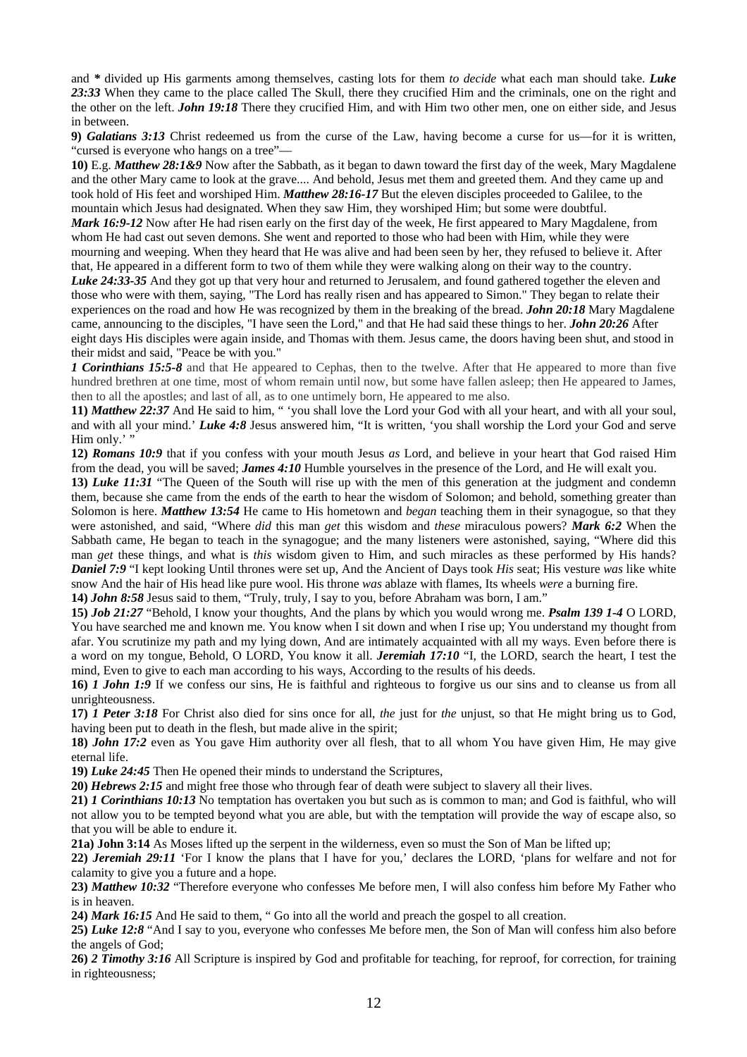and * divided up His garments among themselves, casting lots for them *to decide* what each man should take. ***Luke 23:33*** When they came to the place called The Skull, there they crucified Him and the criminals, one on the right and the other on the left. ***John 19:18*** There they crucified Him, and with Him two other men, one on either side, and Jesus in between.

**9)** ***Galatians 3:13*** Christ redeemed us from the curse of the Law, having become a curse for us—for it is written, "cursed is everyone who hangs on a tree"—

**10)** E.g. ***Matthew 28:1&9*** Now after the Sabbath, as it began to dawn toward the first day of the week, Mary Magdalene and the other Mary came to look at the grave.... And behold, Jesus met them and greeted them. And they came up and took hold of His feet and worshiped Him. ***Matthew 28:16-17*** But the eleven disciples proceeded to Galilee, to the mountain which Jesus had designated. When they saw Him, they worshiped Him; but some were doubtful.
***Mark 16:9-12*** Now after He had risen early on the first day of the week, He first appeared to Mary Magdalene, from whom He had cast out seven demons. She went and reported to those who had been with Him, while they were mourning and weeping. When they heard that He was alive and had been seen by her, they refused to believe it. After that, He appeared in a different form to two of them while they were walking along on their way to the country.
***Luke 24:33-35*** And they got up that very hour and returned to Jerusalem, and found gathered together the eleven and those who were with them, saying, "The Lord has really risen and has appeared to Simon." They began to relate their experiences on the road and how He was recognized by them in the breaking of the bread. ***John 20:18*** Mary Magdalene came, announcing to the disciples, "I have seen the Lord," and that He had said these things to her. ***John 20:26*** After eight days His disciples were again inside, and Thomas with them. Jesus came, the doors having been shut, and stood in their midst and said, "Peace be with you."
***1 Corinthians 15:5-8*** and that He appeared to Cephas, then to the twelve. After that He appeared to more than five hundred brethren at one time, most of whom remain until now, but some have fallen asleep; then He appeared to James, then to all the apostles; and last of all, as to one untimely born, He appeared to me also.

**11)** ***Matthew 22:37*** And He said to him, " 'you shall love the Lord your God with all your heart, and with all your soul, and with all your mind.' ***Luke 4:8*** Jesus answered him, "It is written, 'you shall worship the Lord your God and serve Him only.' "

**12)** ***Romans 10:9*** that if you confess with your mouth Jesus *as* Lord, and believe in your heart that God raised Him from the dead, you will be saved; ***James 4:10*** Humble yourselves in the presence of the Lord, and He will exalt you.

**13)** ***Luke 11:31*** "The Queen of the South will rise up with the men of this generation at the judgment and condemn them, because she came from the ends of the earth to hear the wisdom of Solomon; and behold, something greater than Solomon is here. ***Matthew 13:54*** He came to His hometown and *began* teaching them in their synagogue, so that they were astonished, and said, "Where *did* this man *get* this wisdom and *these* miraculous powers? ***Mark 6:2*** When the Sabbath came, He began to teach in the synagogue; and the many listeners were astonished, saying, "Where did this man *get* these things, and what is *this* wisdom given to Him, and such miracles as these performed by His hands? ***Daniel 7:9*** "I kept looking Until thrones were set up, And the Ancient of Days took *His* seat; His vesture *was* like white snow And the hair of His head like pure wool. His throne *was* ablaze with flames, Its wheels *were* a burning fire.

**14)** ***John 8:58*** Jesus said to them, "Truly, truly, I say to you, before Abraham was born, I am."

**15)** ***Job 21:27*** "Behold, I know your thoughts, And the plans by which you would wrong me. ***Psalm 139 1-4*** O LORD, You have searched me and known me. You know when I sit down and when I rise up; You understand my thought from afar. You scrutinize my path and my lying down, And are intimately acquainted with all my ways. Even before there is a word on my tongue, Behold, O LORD, You know it all. ***Jeremiah 17:10*** "I, the LORD, search the heart, I test the mind, Even to give to each man according to his ways, According to the results of his deeds.

**16)** ***1 John 1:9*** If we confess our sins, He is faithful and righteous to forgive us our sins and to cleanse us from all unrighteousness.

**17)** ***1 Peter 3:18*** For Christ also died for sins once for all, *the* just for *the* unjust, so that He might bring us to God, having been put to death in the flesh, but made alive in the spirit;

**18)** ***John 17:2*** even as You gave Him authority over all flesh, that to all whom You have given Him, He may give eternal life.

**19)** ***Luke 24:45*** Then He opened their minds to understand the Scriptures,

**20)** ***Hebrews 2:15*** and might free those who through fear of death were subject to slavery all their lives.

**21)** ***1 Corinthians 10:13*** No temptation has overtaken you but such as is common to man; and God is faithful, who will not allow you to be tempted beyond what you are able, but with the temptation will provide the way of escape also, so that you will be able to endure it.

**21a) John 3:14** As Moses lifted up the serpent in the wilderness, even so must the Son of Man be lifted up;

**22)** ***Jeremiah 29:11*** 'For I know the plans that I have for you,' declares the LORD, 'plans for welfare and not for calamity to give you a future and a hope.

**23)** ***Matthew 10:32*** "Therefore everyone who confesses Me before men, I will also confess him before My Father who is in heaven.

**24)** ***Mark 16:15*** And He said to them, " Go into all the world and preach the gospel to all creation.

**25)** ***Luke 12:8*** "And I say to you, everyone who confesses Me before men, the Son of Man will confess him also before the angels of God;

**26)** ***2 Timothy 3:16*** All Scripture is inspired by God and profitable for teaching, for reproof, for correction, for training in righteousness;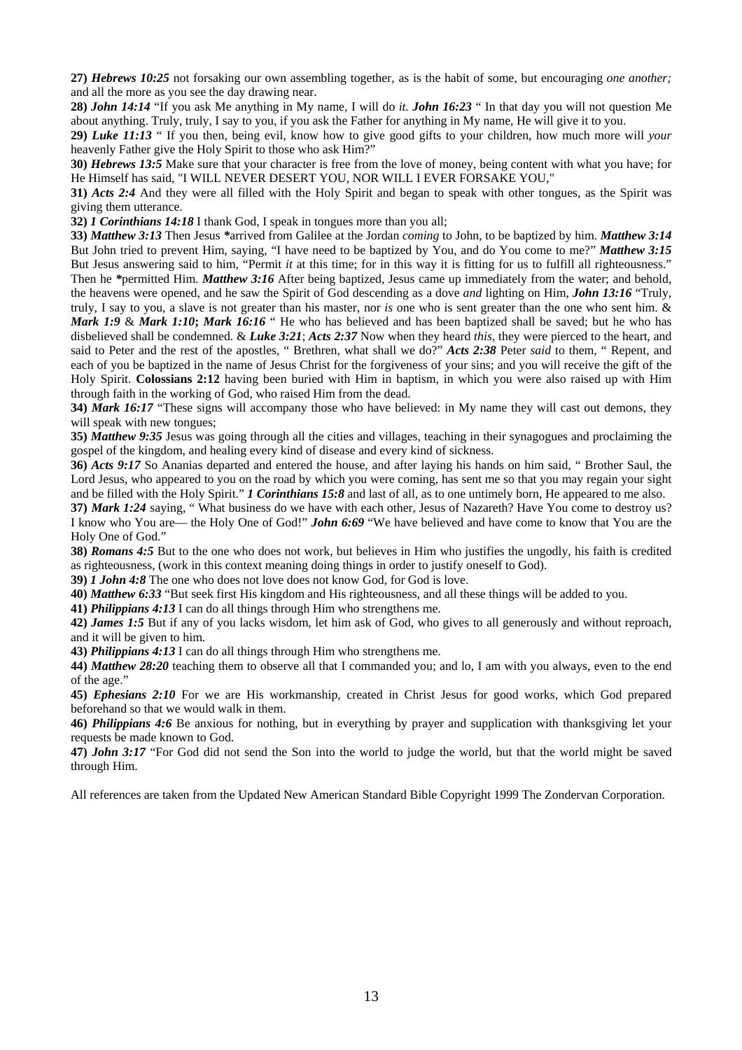**27)** ***Hebrews 10:25*** not forsaking our own assembling together, as is the habit of some, but encouraging *one another;* and all the more as you see the day drawing near.

**28)** ***John 14:14*** "If you ask Me anything in My name, I will do *it.* ***John 16:23*** " In that day you will not question Me about anything. Truly, truly, I say to you, if you ask the Father for anything in My name, He will give it to you.

**29)** ***Luke 11:13*** " If you then, being evil, know how to give good gifts to your children, how much more will *your* heavenly Father give the Holy Spirit to those who ask Him?"

**30)** ***Hebrews 13:5*** Make sure that your character is free from the love of money, being content with what you have; for He Himself has said, "I WILL NEVER DESERT YOU, NOR WILL I EVER FORSAKE YOU,"

**31)** ***Acts 2:4*** And they were all filled with the Holy Spirit and began to speak with other tongues, as the Spirit was giving them utterance.

**32)** ***1 Corinthians 14:18*** I thank God, I speak in tongues more than you all;

**33)** ***Matthew 3:13*** Then Jesus **\***arrived from Galilee at the Jordan *coming* to John, to be baptized by him. ***Matthew 3:14*** But John tried to prevent Him, saying, "I have need to be baptized by You, and do You come to me?" ***Matthew 3:15*** But Jesus answering said to him, "Permit *it* at this time; for in this way it is fitting for us to fulfill all righteousness." Then he **\***permitted Him. ***Matthew 3:16*** After being baptized, Jesus came up immediately from the water; and behold, the heavens were opened, and he saw the Spirit of God descending as a dove *and* lighting on Him, ***John 13:16*** "Truly, truly, I say to you, a slave is not greater than his master, nor *is* one who is sent greater than the one who sent him. & ***Mark 1:9*** & ***Mark 1:10*****;** ***Mark 16:16*** " He who has believed and has been baptized shall be saved; but he who has disbelieved shall be condemned. & ***Luke 3:21***; ***Acts 2:37*** Now when they heard *this*, they were pierced to the heart, and said to Peter and the rest of the apostles, " Brethren, what shall we do?" ***Acts 2:38*** Peter *said* to them, " Repent, and each of you be baptized in the name of Jesus Christ for the forgiveness of your sins; and you will receive the gift of the Holy Spirit. **Colossians 2:12** having been buried with Him in baptism, in which you were also raised up with Him through faith in the working of God, who raised Him from the dead.

**34)** ***Mark 16:17*** "These signs will accompany those who have believed: in My name they will cast out demons, they will speak with new tongues;

**35)** ***Matthew 9:35*** Jesus was going through all the cities and villages, teaching in their synagogues and proclaiming the gospel of the kingdom, and healing every kind of disease and every kind of sickness.

**36)** ***Acts 9:17*** So Ananias departed and entered the house, and after laying his hands on him said, " Brother Saul, the Lord Jesus, who appeared to you on the road by which you were coming, has sent me so that you may regain your sight and be filled with the Holy Spirit." ***1 Corinthians 15:8*** and last of all, as to one untimely born, He appeared to me also.

**37)** ***Mark 1:24*** saying, " What business do we have with each other, Jesus of Nazareth? Have You come to destroy us? I know who You are— the Holy One of God!" ***John 6:69*** "We have believed and have come to know that You are the Holy One of God."

**38)** ***Romans 4:5*** But to the one who does not work, but believes in Him who justifies the ungodly, his faith is credited as righteousness, (work in this context meaning doing things in order to justify oneself to God).

**39)** ***1 John 4:8*** The one who does not love does not know God, for God is love.

**40)** ***Matthew 6:33*** "But seek first His kingdom and His righteousness, and all these things will be added to you.

**41)** ***Philippians 4:13*** I can do all things through Him who strengthens me.

**42)** ***James 1:5*** But if any of you lacks wisdom, let him ask of God, who gives to all generously and without reproach, and it will be given to him.

**43)** ***Philippians 4:13*** I can do all things through Him who strengthens me.

**44)** ***Matthew 28:20*** teaching them to observe all that I commanded you; and lo, I am with you always, even to the end of the age."

**45)** ***Ephesians 2:10*** For we are His workmanship, created in Christ Jesus for good works, which God prepared beforehand so that we would walk in them.

**46)** ***Philippians 4:6*** Be anxious for nothing, but in everything by prayer and supplication with thanksgiving let your requests be made known to God.

**47)** ***John 3:17*** "For God did not send the Son into the world to judge the world, but that the world might be saved through Him.

All references are taken from the Updated New American Standard Bible Copyright 1999 The Zondervan Corporation.